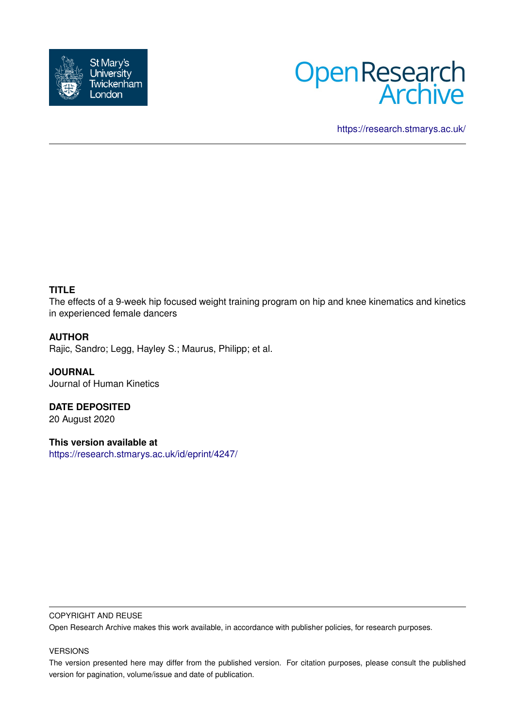St Mary's University Twickenham London

Open Research Archive

https://research.stmarys.ac.uk/

**TITLE**

The effects of a 9-week hip focused weight training program on hip and knee kinematics and kinetics in experienced female dancers

**AUTHOR**

Rajic, Sandro; Legg, Hayley S.; Maurus, Philipp; et al.

**JOURNAL**

Journal of Human Kinetics

**DATE DEPOSITED**

20 August 2020

**This version available at**

https://research.stmarys.ac.uk/id/eprint/4247/

COPYRIGHT AND REUSE

Open Research Archive makes this work available, in accordance with publisher policies, for research purposes.

VERSIONS

The version presented here may differ from the published version. For citation purposes, please consult the published version for pagination, volume/issue and date of publication.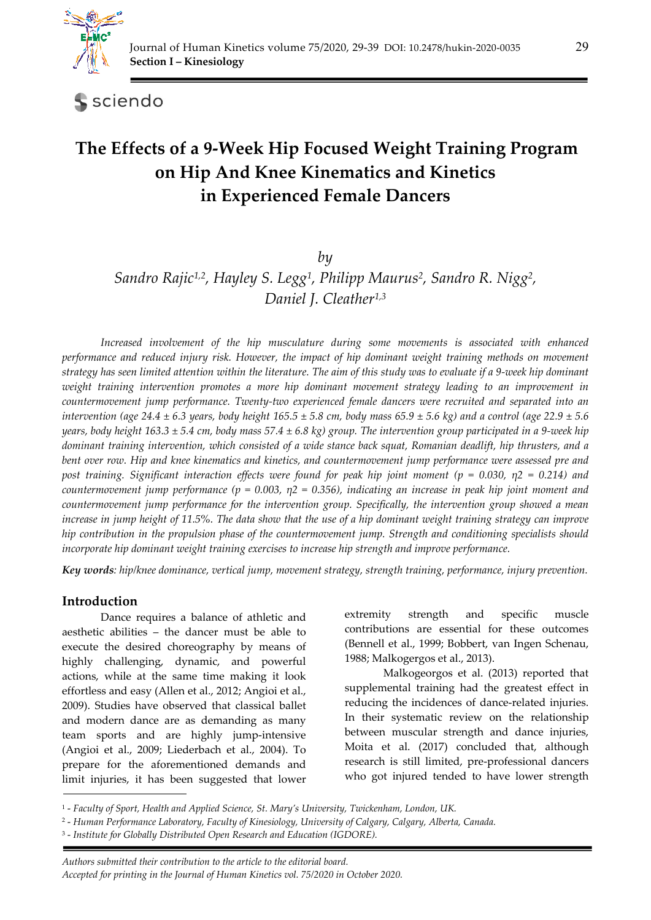# The Effects of a 9-Week Hip Focused Weight Training Program on Hip And Knee Kinematics and Kinetics in Experienced Female Dancers

*by*

*Sandro Rajic*[1,2], *Hayley S. Legg*[1], *Philipp Maurus*[2], *Sandro R. Nigg*[2], *Daniel J. Cleather*[1,3]

*Increased involvement of the hip musculature during some movements is associated with enhanced performance and reduced injury risk. However, the impact of hip dominant weight training methods on movement strategy has seen limited attention within the literature. The aim of this study was to evaluate if a 9-week hip dominant weight training intervention promotes a more hip dominant movement strategy leading to an improvement in countermovement jump performance. Twenty-two experienced female dancers were recruited and separated into an intervention (age 24.4 ± 6.3 years, body height 165.5 ± 5.8 cm, body mass 65.9 ± 5.6 kg) and a control (age 22.9 ± 5.6 years, body height 163.3 ± 5.4 cm, body mass 57.4 ± 6.8 kg) group. The intervention group participated in a 9-week hip dominant training intervention, which consisted of a wide stance back squat, Romanian deadlift, hip thrusters, and a bent over row. Hip and knee kinematics and kinetics, and countermovement jump performance were assessed pre and post training. Significant interaction effects were found for peak hip joint moment ($p$ = 0.030, $\eta2$ = 0.214) and countermovement jump performance ($p$ = 0.003, $\eta2$ = 0.356), indicating an increase in peak hip joint moment and countermovement jump performance for the intervention group. Specifically, the intervention group showed a mean increase in jump height of 11.5%. The data show that the use of a hip dominant weight training strategy can improve hip contribution in the propulsion phase of the countermovement jump. Strength and conditioning specialists should incorporate hip dominant weight training exercises to increase hip strength and improve performance.*

***Key words**: hip/knee dominance, vertical jump, movement strategy, strength training, performance, injury prevention.*

## Introduction

Dance requires a balance of athletic and aesthetic abilities – the dancer must be able to execute the desired choreography by means of highly challenging, dynamic, and powerful actions, while at the same time making it look effortless and easy (Allen et al., 2012; Angioi et al., 2009). Studies have observed that classical ballet and modern dance are as demanding as many team sports and are highly jump-intensive (Angioi et al., 2009; Liederbach et al., 2004). To prepare for the aforementioned demands and limit injuries, it has been suggested that lower extremity strength and specific muscle contributions are essential for these outcomes (Bennell et al., 1999; Bobbert, van Ingen Schenau, 1988; Malkogergos et al., 2013).

Malkogeorgos et al. (2013) reported that supplemental training had the greatest effect in reducing the incidences of dance-related injuries. In their systematic review on the relationship between muscular strength and dance injuries, Moita et al. (2017) concluded that, although research is still limited, pre-professional dancers who got injured tended to have lower strength

[1] - *Faculty of Sport, Health and Applied Science, St. Mary's University, Twickenham, London, UK.*
[2] - *Human Performance Laboratory, Faculty of Kinesiology, University of Calgary, Calgary, Alberta, Canada.*
[3] - *Institute for Globally Distributed Open Research and Education (IGDORE).*

*Authors submitted their contribution to the article to the editorial board.*
*Accepted for printing in the Journal of Human Kinetics vol. 75/2020 in October 2020.*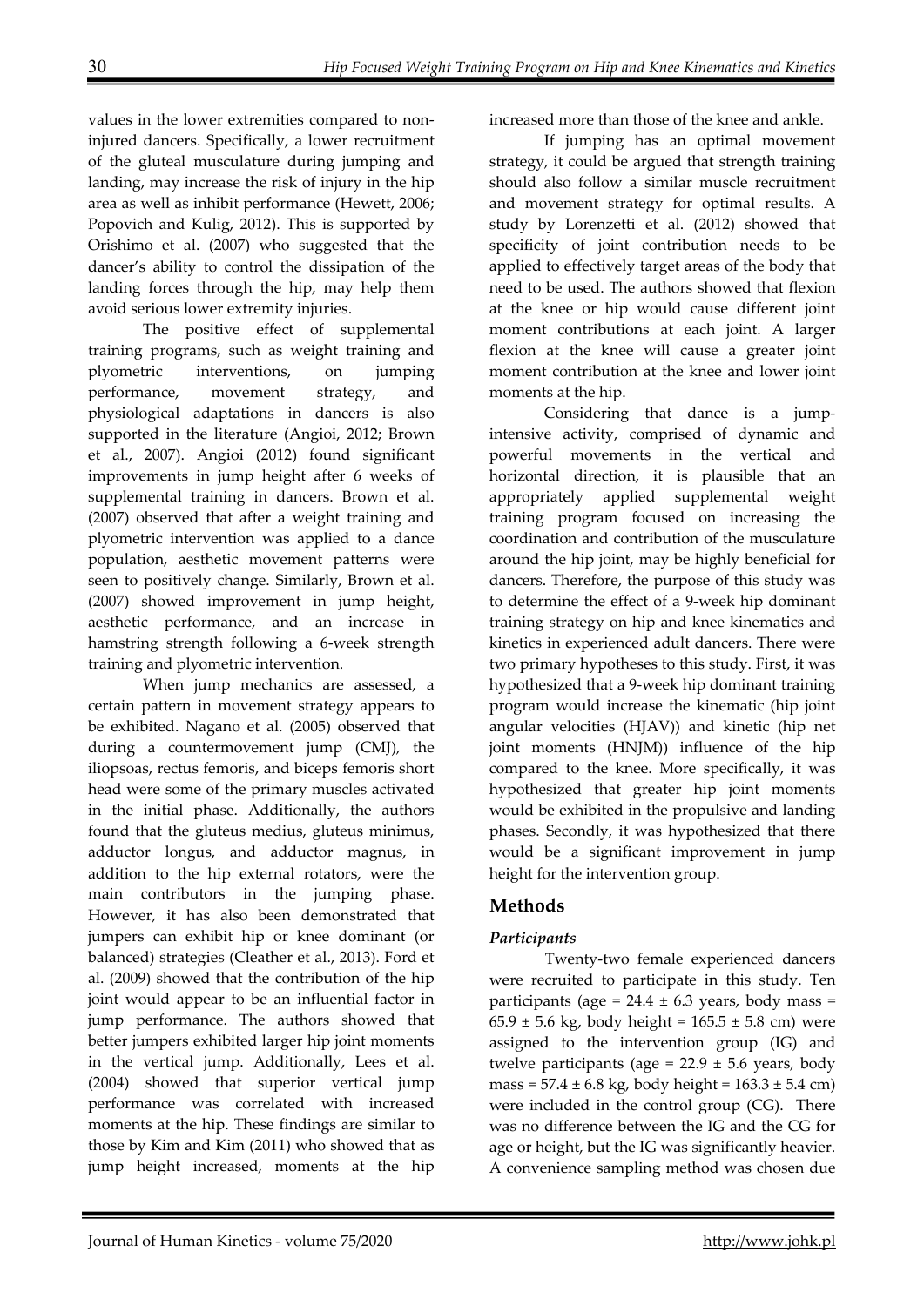values in the lower extremities compared to non-injured dancers. Specifically, a lower recruitment of the gluteal musculature during jumping and landing, may increase the risk of injury in the hip area as well as inhibit performance (Hewett, 2006; Popovich and Kulig, 2012). This is supported by Orishimo et al. (2007) who suggested that the dancer's ability to control the dissipation of the landing forces through the hip, may help them avoid serious lower extremity injuries.

The positive effect of supplemental training programs, such as weight training and plyometric interventions, on jumping performance, movement strategy, and physiological adaptations in dancers is also supported in the literature (Angioi, 2012; Brown et al., 2007). Angioi (2012) found significant improvements in jump height after 6 weeks of supplemental training in dancers. Brown et al. (2007) observed that after a weight training and plyometric intervention was applied to a dance population, aesthetic movement patterns were seen to positively change. Similarly, Brown et al. (2007) showed improvement in jump height, aesthetic performance, and an increase in hamstring strength following a 6-week strength training and plyometric intervention.

When jump mechanics are assessed, a certain pattern in movement strategy appears to be exhibited. Nagano et al. (2005) observed that during a countermovement jump (CMJ), the iliopsoas, rectus femoris, and biceps femoris short head were some of the primary muscles activated in the initial phase. Additionally, the authors found that the gluteus medius, gluteus minimus, adductor longus, and adductor magnus, in addition to the hip external rotators, were the main contributors in the jumping phase. However, it has also been demonstrated that jumpers can exhibit hip or knee dominant (or balanced) strategies (Cleather et al., 2013). Ford et al. (2009) showed that the contribution of the hip joint would appear to be an influential factor in jump performance. The authors showed that better jumpers exhibited larger hip joint moments in the vertical jump. Additionally, Lees et al. (2004) showed that superior vertical jump performance was correlated with increased moments at the hip. These findings are similar to those by Kim and Kim (2011) who showed that as jump height increased, moments at the hip increased more than those of the knee and ankle.

If jumping has an optimal movement strategy, it could be argued that strength training should also follow a similar muscle recruitment and movement strategy for optimal results. A study by Lorenzetti et al. (2012) showed that specificity of joint contribution needs to be applied to effectively target areas of the body that need to be used. The authors showed that flexion at the knee or hip would cause different joint moment contributions at each joint. A larger flexion at the knee will cause a greater joint moment contribution at the knee and lower joint moments at the hip.

Considering that dance is a jump-intensive activity, comprised of dynamic and powerful movements in the vertical and horizontal direction, it is plausible that an appropriately applied supplemental weight training program focused on increasing the coordination and contribution of the musculature around the hip joint, may be highly beneficial for dancers. Therefore, the purpose of this study was to determine the effect of a 9-week hip dominant training strategy on hip and knee kinematics and kinetics in experienced adult dancers. There were two primary hypotheses to this study. First, it was hypothesized that a 9-week hip dominant training program would increase the kinematic (hip joint angular velocities (HJAV)) and kinetic (hip net joint moments (HNJM)) influence of the hip compared to the knee. More specifically, it was hypothesized that greater hip joint moments would be exhibited in the propulsive and landing phases. Secondly, it was hypothesized that there would be a significant improvement in jump height for the intervention group.

## Methods

### *Participants*

Twenty-two female experienced dancers were recruited to participate in this study. Ten participants (age = 24.4 ± 6.3 years, body mass = 65.9 ± 5.6 kg, body height = 165.5 ± 5.8 cm) were assigned to the intervention group (IG) and twelve participants (age = 22.9 ± 5.6 years, body mass = 57.4 ± 6.8 kg, body height = 163.3 ± 5.4 cm) were included in the control group (CG). There was no difference between the IG and the CG for age or height, but the IG was significantly heavier. A convenience sampling method was chosen due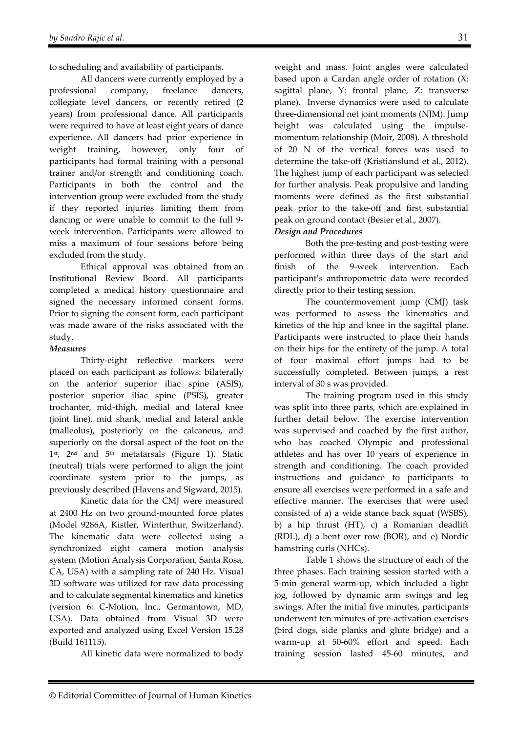to scheduling and availability of participants.

All dancers were currently employed by a professional company, freelance dancers, collegiate level dancers, or recently retired (2 years) from professional dance. All participants were required to have at least eight years of dance experience. All dancers had prior experience in weight training, however, only four of participants had formal training with a personal trainer and/or strength and conditioning coach. Participants in both the control and the intervention group were excluded from the study if they reported injuries limiting them from dancing or were unable to commit to the full 9-week intervention. Participants were allowed to miss a maximum of four sessions before being excluded from the study.

Ethical approval was obtained from an Institutional Review Board. All participants completed a medical history questionnaire and signed the necessary informed consent forms. Prior to signing the consent form, each participant was made aware of the risks associated with the study.

***Measures***

Thirty-eight reflective markers were placed on each participant as follows: bilaterally on the anterior superior iliac spine (ASIS), posterior superior iliac spine (PSIS), greater trochanter, mid-thigh, medial and lateral knee (joint line), mid shank, medial and lateral ankle (malleolus), posteriorly on the calcaneus, and superiorly on the dorsal aspect of the foot on the 1st, 2nd and 5th metatarsals (Figure 1). Static (neutral) trials were performed to align the joint coordinate system prior to the jumps, as previously described (Havens and Sigward, 2015).

Kinetic data for the CMJ were measured at 2400 Hz on two ground-mounted force plates (Model 9286A, Kistler, Winterthur, Switzerland). The kinematic data were collected using a synchronized eight camera motion analysis system (Motion Analysis Corporation, Santa Rosa, CA, USA) with a sampling rate of 240 Hz. Visual 3D software was utilized for raw data processing and to calculate segmental kinematics and kinetics (version 6: C-Motion, Inc., Germantown, MD, USA). Data obtained from Visual 3D were exported and analyzed using Excel Version 15.28 (Build 161115).

All kinetic data were normalized to body weight and mass. Joint angles were calculated based upon a Cardan angle order of rotation (X: sagittal plane, Y: frontal plane, Z: transverse plane). Inverse dynamics were used to calculate three-dimensional net joint moments (NJM). Jump height was calculated using the impulse-momentum relationship (Moir, 2008). A threshold of 20 N of the vertical forces was used to determine the take-off (Kristianslund et al., 2012). The highest jump of each participant was selected for further analysis. Peak propulsive and landing moments were defined as the first substantial peak prior to the take-off and first substantial peak on ground contact (Besier et al., 2007).

***Design and Procedures***

Both the pre-testing and post-testing were performed within three days of the start and finish of the 9-week intervention. Each participant's anthropometric data were recorded directly prior to their testing session.

The countermovement jump (CMJ) task was performed to assess the kinematics and kinetics of the hip and knee in the sagittal plane. Participants were instructed to place their hands on their hips for the entirety of the jump. A total of four maximal effort jumps had to be successfully completed. Between jumps, a rest interval of 30 s was provided.

The training program used in this study was split into three parts, which are explained in further detail below. The exercise intervention was supervised and coached by the first author, who has coached Olympic and professional athletes and has over 10 years of experience in strength and conditioning. The coach provided instructions and guidance to participants to ensure all exercises were performed in a safe and effective manner. The exercises that were used consisted of a) a wide stance back squat (WSBS), b) a hip thrust (HT), c) a Romanian deadlift (RDL), d) a bent over row (BOR), and e) Nordic hamstring curls (NHCs).

Table 1 shows the structure of each of the three phases. Each training session started with a 5-min general warm-up, which included a light jog, followed by dynamic arm swings and leg swings. After the initial five minutes, participants underwent ten minutes of pre-activation exercises (bird dogs, side planks and glute bridge) and a warm-up at 50-60% effort and speed. Each training session lasted 45-60 minutes, and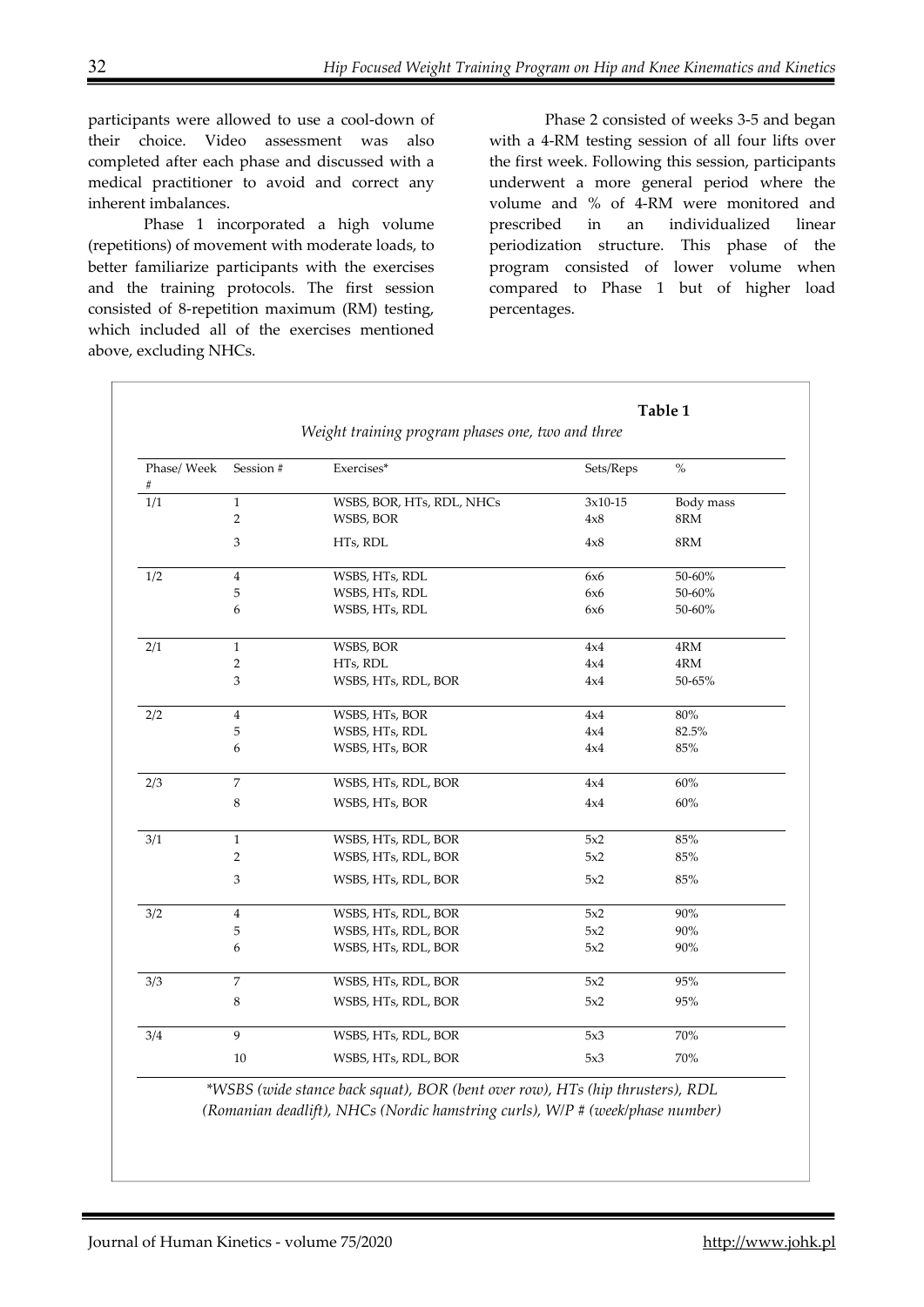participants were allowed to use a cool-down of their choice. Video assessment was also completed after each phase and discussed with a medical practitioner to avoid and correct any inherent imbalances.

Phase 1 incorporated a high volume (repetitions) of movement with moderate loads, to better familiarize participants with the exercises and the training protocols. The first session consisted of 8-repetition maximum (RM) testing, which included all of the exercises mentioned above, excluding NHCs.

Phase 2 consisted of weeks 3-5 and began with a 4-RM testing session of all four lifts over the first week. Following this session, participants underwent a more general period where the volume and % of 4-RM were monitored and prescribed in an individualized linear periodization structure. This phase of the program consisted of lower volume when compared to Phase 1 but of higher load percentages.

**Table 1**

*Weight training program phases one, two and three*

| Phase/ Week # | Session # | Exercises* | Sets/Reps | % |
|---|---|---|---|---|
| 1/1 | 1 | WSBS, BOR, HTs, RDL, NHCs | 3x10-15 | Body mass |
| | 2 | WSBS, BOR | 4x8 | 8RM |
| | 3 | HTs, RDL | 4x8 | 8RM |
| 1/2 | 4 | WSBS, HTs, RDL | 6x6 | 50-60% |
| | 5 | WSBS, HTs, RDL | 6x6 | 50-60% |
| | 6 | WSBS, HTs, RDL | 6x6 | 50-60% |
| 2/1 | 1 | WSBS, BOR | 4x4 | 4RM |
| | 2 | HTs, RDL | 4x4 | 4RM |
| | 3 | WSBS, HTs, RDL, BOR | 4x4 | 50-65% |
| 2/2 | 4 | WSBS, HTs, BOR | 4x4 | 80% |
| | 5 | WSBS, HTs, RDL | 4x4 | 82.5% |
| | 6 | WSBS, HTs, BOR | 4x4 | 85% |
| 2/3 | 7 | WSBS, HTs, RDL, BOR | 4x4 | 60% |
| | 8 | WSBS, HTs, BOR | 4x4 | 60% |
| 3/1 | 1 | WSBS, HTs, RDL, BOR | 5x2 | 85% |
| | 2 | WSBS, HTs, RDL, BOR | 5x2 | 85% |
| | 3 | WSBS, HTs, RDL, BOR | 5x2 | 85% |
| 3/2 | 4 | WSBS, HTs, RDL, BOR | 5x2 | 90% |
| | 5 | WSBS, HTs, RDL, BOR | 5x2 | 90% |
| | 6 | WSBS, HTs, RDL, BOR | 5x2 | 90% |
| 3/3 | 7 | WSBS, HTs, RDL, BOR | 5x2 | 95% |
| | 8 | WSBS, HTs, RDL, BOR | 5x2 | 95% |
| 3/4 | 9 | WSBS, HTs, RDL, BOR | 5x3 | 70% |
| | 10 | WSBS, HTs, RDL, BOR | 5x3 | 70% |

*\*WSBS (wide stance back squat), BOR (bent over row), HTs (hip thrusters), RDL (Romanian deadlift), NHCs (Nordic hamstring curls), W/P # (week/phase number)*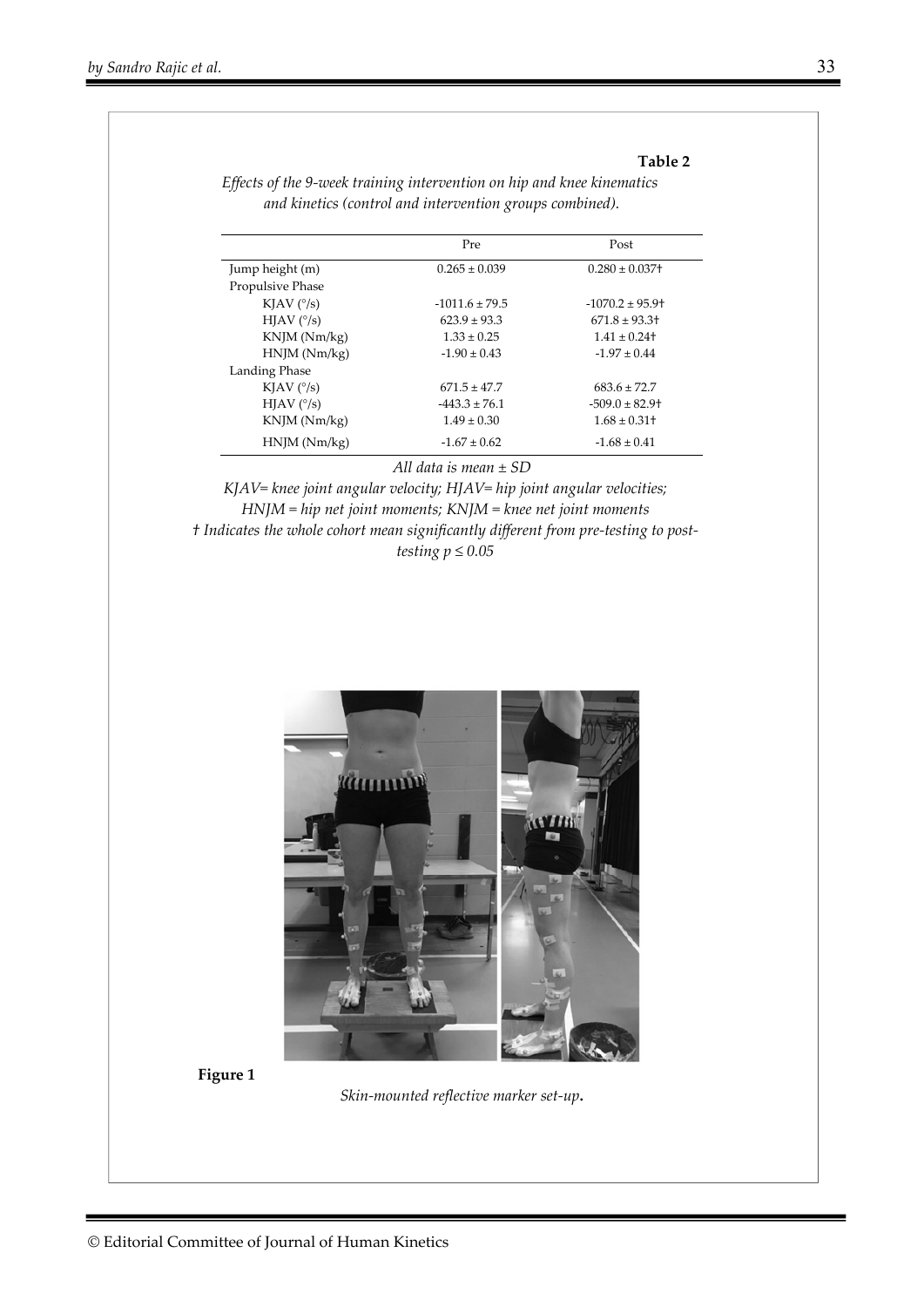**Table 2**

*Effects of the 9-week training intervention on hip and knee kinematics and kinetics (control and intervention groups combined).*

| | Pre | Post |
|---|---|---|
| Jump height (m) | 0.265 ± 0.039 | 0.280 ± 0.037† |
| Propulsive Phase | | |
| KJAV (°/s) | -1011.6 ± 79.5 | -1070.2 ± 95.9† |
| HJAV (°/s) | 623.9 ± 93.3 | 671.8 ± 93.3† |
| KNJM (Nm/kg) | 1.33 ± 0.25 | 1.41 ± 0.24† |
| HNJM (Nm/kg) | -1.90 ± 0.43 | -1.97 ± 0.44 |
| Landing Phase | | |
| KJAV (°/s) | 671.5 ± 47.7 | 683.6 ± 72.7 |
| HJAV (°/s) | -443.3 ± 76.1 | -509.0 ± 82.9† |
| KNJM (Nm/kg) | 1.49 ± 0.30 | 1.68 ± 0.31† |
| HNJM (Nm/kg) | -1.67 ± 0.62 | -1.68 ± 0.41 |

*All data is mean ± SD*

*KJAV= knee joint angular velocity; HJAV= hip joint angular velocities; HNJM = hip net joint moments; KNJM = knee net joint moments*

*† Indicates the whole cohort mean significantly different from pre-testing to post-testing $p \leq 0.05$*

**Figure 1**

*Skin-mounted reflective marker set-up.*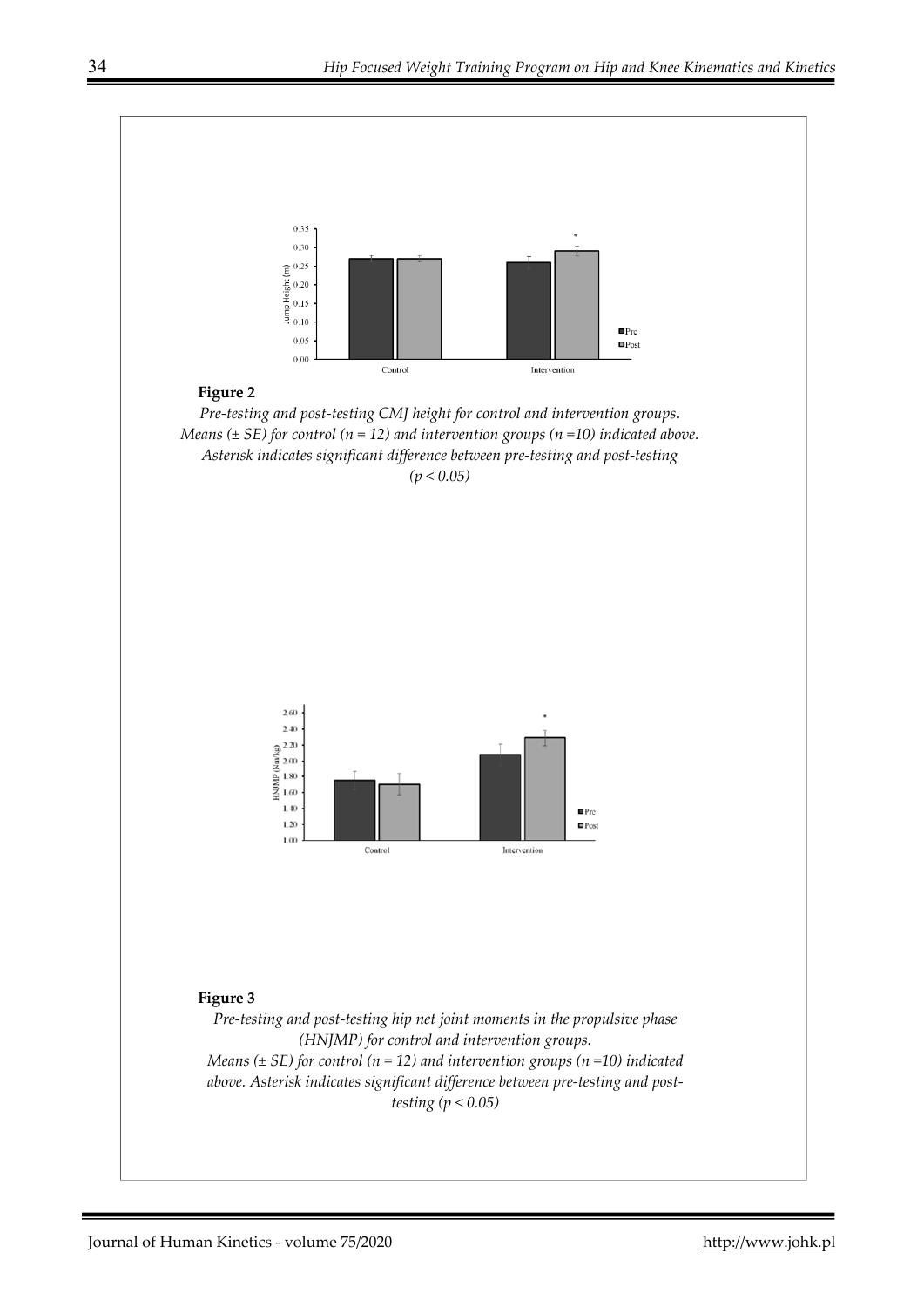**Figure 2**

*Pre-testing and post-testing CMJ height for control and intervention groups. Means (± SE) for control (n = 12) and intervention groups (n =10) indicated above. Asterisk indicates significant difference between pre-testing and post-testing ($p < 0.05$)*

**Figure 3**

*Pre-testing and post-testing hip net joint moments in the propulsive phase (HNJMP) for control and intervention groups. Means (± SE) for control (n = 12) and intervention groups (n =10) indicated above. Asterisk indicates significant difference between pre-testing and post-testing ($p < 0.05$)*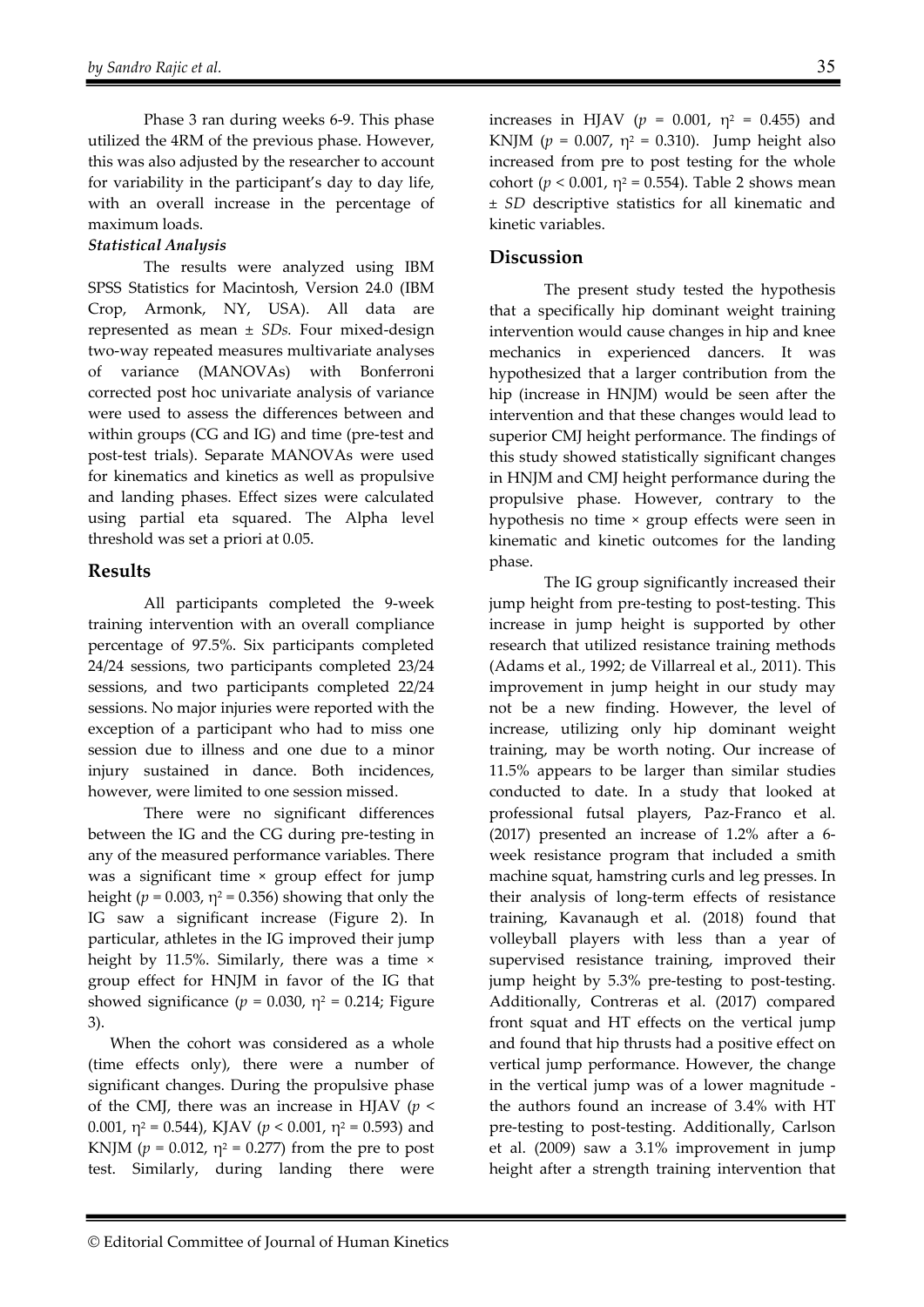Phase 3 ran during weeks 6-9. This phase utilized the 4RM of the previous phase. However, this was also adjusted by the researcher to account for variability in the participant's day to day life, with an overall increase in the percentage of maximum loads.

### *Statistical Analysis*

The results were analyzed using IBM SPSS Statistics for Macintosh, Version 24.0 (IBM Crop, Armonk, NY, USA). All data are represented as mean ± *SDs.* Four mixed-design two-way repeated measures multivariate analyses of variance (MANOVAs) with Bonferroni corrected post hoc univariate analysis of variance were used to assess the differences between and within groups (CG and IG) and time (pre-test and post-test trials). Separate MANOVAs were used for kinematics and kinetics as well as propulsive and landing phases. Effect sizes were calculated using partial eta squared. The Alpha level threshold was set a priori at 0.05.

## Results

All participants completed the 9-week training intervention with an overall compliance percentage of 97.5%. Six participants completed 24/24 sessions, two participants completed 23/24 sessions, and two participants completed 22/24 sessions. No major injuries were reported with the exception of a participant who had to miss one session due to illness and one due to a minor injury sustained in dance. Both incidences, however, were limited to one session missed.

There were no significant differences between the IG and the CG during pre-testing in any of the measured performance variables. There was a significant time × group effect for jump height ($p = 0.003$, $\eta^2 = 0.356$) showing that only the IG saw a significant increase (Figure 2). In particular, athletes in the IG improved their jump height by 11.5%. Similarly, there was a time × group effect for HNJM in favor of the IG that showed significance ($p = 0.030$, $\eta^2 = 0.214$; Figure 3).

When the cohort was considered as a whole (time effects only), there were a number of significant changes. During the propulsive phase of the CMJ, there was an increase in HJAV ($p < 0.001$, $\eta^2 = 0.544$), KJAV ($p < 0.001$, $\eta^2 = 0.593$) and KNJM ($p = 0.012$, $\eta^2 = 0.277$) from the pre to post test. Similarly, during landing there were increases in HJAV ($p = 0.001$, $\eta^2 = 0.455$) and KNJM ($p = 0.007$, $\eta^2 = 0.310$). Jump height also increased from pre to post testing for the whole cohort ($p < 0.001$, $\eta^2 = 0.554$). Table 2 shows mean ± *SD* descriptive statistics for all kinematic and kinetic variables.

## Discussion

The present study tested the hypothesis that a specifically hip dominant weight training intervention would cause changes in hip and knee mechanics in experienced dancers. It was hypothesized that a larger contribution from the hip (increase in HNJM) would be seen after the intervention and that these changes would lead to superior CMJ height performance. The findings of this study showed statistically significant changes in HNJM and CMJ height performance during the propulsive phase. However, contrary to the hypothesis no time × group effects were seen in kinematic and kinetic outcomes for the landing phase.

The IG group significantly increased their jump height from pre-testing to post-testing. This increase in jump height is supported by other research that utilized resistance training methods (Adams et al., 1992; de Villarreal et al., 2011). This improvement in jump height in our study may not be a new finding. However, the level of increase, utilizing only hip dominant weight training, may be worth noting. Our increase of 11.5% appears to be larger than similar studies conducted to date. In a study that looked at professional futsal players, Paz-Franco et al. (2017) presented an increase of 1.2% after a 6-week resistance program that included a smith machine squat, hamstring curls and leg presses. In their analysis of long-term effects of resistance training, Kavanaugh et al. (2018) found that volleyball players with less than a year of supervised resistance training, improved their jump height by 5.3% pre-testing to post-testing. Additionally, Contreras et al. (2017) compared front squat and HT effects on the vertical jump and found that hip thrusts had a positive effect on vertical jump performance. However, the change in the vertical jump was of a lower magnitude - the authors found an increase of 3.4% with HT pre-testing to post-testing. Additionally, Carlson et al. (2009) saw a 3.1% improvement in jump height after a strength training intervention that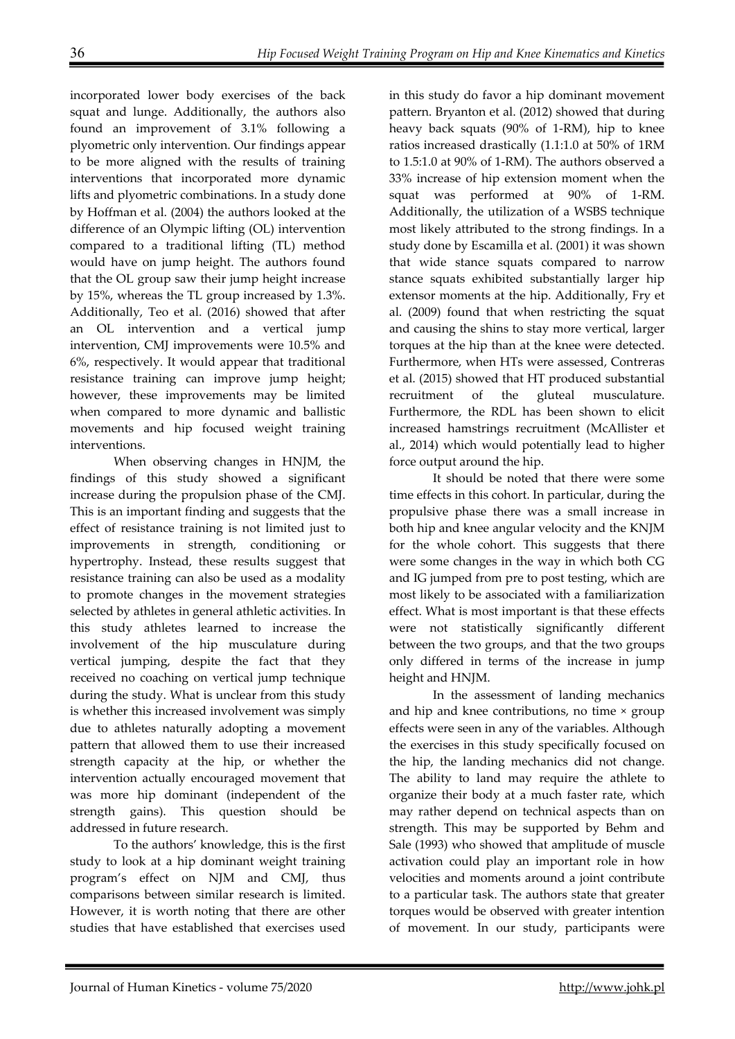incorporated lower body exercises of the back squat and lunge. Additionally, the authors also found an improvement of 3.1% following a plyometric only intervention. Our findings appear to be more aligned with the results of training interventions that incorporated more dynamic lifts and plyometric combinations. In a study done by Hoffman et al. (2004) the authors looked at the difference of an Olympic lifting (OL) intervention compared to a traditional lifting (TL) method would have on jump height. The authors found that the OL group saw their jump height increase by 15%, whereas the TL group increased by 1.3%. Additionally, Teo et al. (2016) showed that after an OL intervention and a vertical jump intervention, CMJ improvements were 10.5% and 6%, respectively. It would appear that traditional resistance training can improve jump height; however, these improvements may be limited when compared to more dynamic and ballistic movements and hip focused weight training interventions.

When observing changes in HNJM, the findings of this study showed a significant increase during the propulsion phase of the CMJ. This is an important finding and suggests that the effect of resistance training is not limited just to improvements in strength, conditioning or hypertrophy. Instead, these results suggest that resistance training can also be used as a modality to promote changes in the movement strategies selected by athletes in general athletic activities. In this study athletes learned to increase the involvement of the hip musculature during vertical jumping, despite the fact that they received no coaching on vertical jump technique during the study. What is unclear from this study is whether this increased involvement was simply due to athletes naturally adopting a movement pattern that allowed them to use their increased strength capacity at the hip, or whether the intervention actually encouraged movement that was more hip dominant (independent of the strength gains). This question should be addressed in future research.

To the authors' knowledge, this is the first study to look at a hip dominant weight training program's effect on NJM and CMJ, thus comparisons between similar research is limited. However, it is worth noting that there are other studies that have established that exercises used in this study do favor a hip dominant movement pattern. Bryanton et al. (2012) showed that during heavy back squats (90% of 1-RM), hip to knee ratios increased drastically (1.1:1.0 at 50% of 1RM to 1.5:1.0 at 90% of 1-RM). The authors observed a 33% increase of hip extension moment when the squat was performed at 90% of 1-RM. Additionally, the utilization of a WSBS technique most likely attributed to the strong findings. In a study done by Escamilla et al. (2001) it was shown that wide stance squats compared to narrow stance squats exhibited substantially larger hip extensor moments at the hip. Additionally, Fry et al. (2009) found that when restricting the squat and causing the shins to stay more vertical, larger torques at the hip than at the knee were detected. Furthermore, when HTs were assessed, Contreras et al. (2015) showed that HT produced substantial recruitment of the gluteal musculature. Furthermore, the RDL has been shown to elicit increased hamstrings recruitment (McAllister et al., 2014) which would potentially lead to higher force output around the hip.

It should be noted that there were some time effects in this cohort. In particular, during the propulsive phase there was a small increase in both hip and knee angular velocity and the KNJM for the whole cohort. This suggests that there were some changes in the way in which both CG and IG jumped from pre to post testing, which are most likely to be associated with a familiarization effect. What is most important is that these effects were not statistically significantly different between the two groups, and that the two groups only differed in terms of the increase in jump height and HNJM.

In the assessment of landing mechanics and hip and knee contributions, no time × group effects were seen in any of the variables. Although the exercises in this study specifically focused on the hip, the landing mechanics did not change. The ability to land may require the athlete to organize their body at a much faster rate, which may rather depend on technical aspects than on strength. This may be supported by Behm and Sale (1993) who showed that amplitude of muscle activation could play an important role in how velocities and moments around a joint contribute to a particular task. The authors state that greater torques would be observed with greater intention of movement. In our study, participants were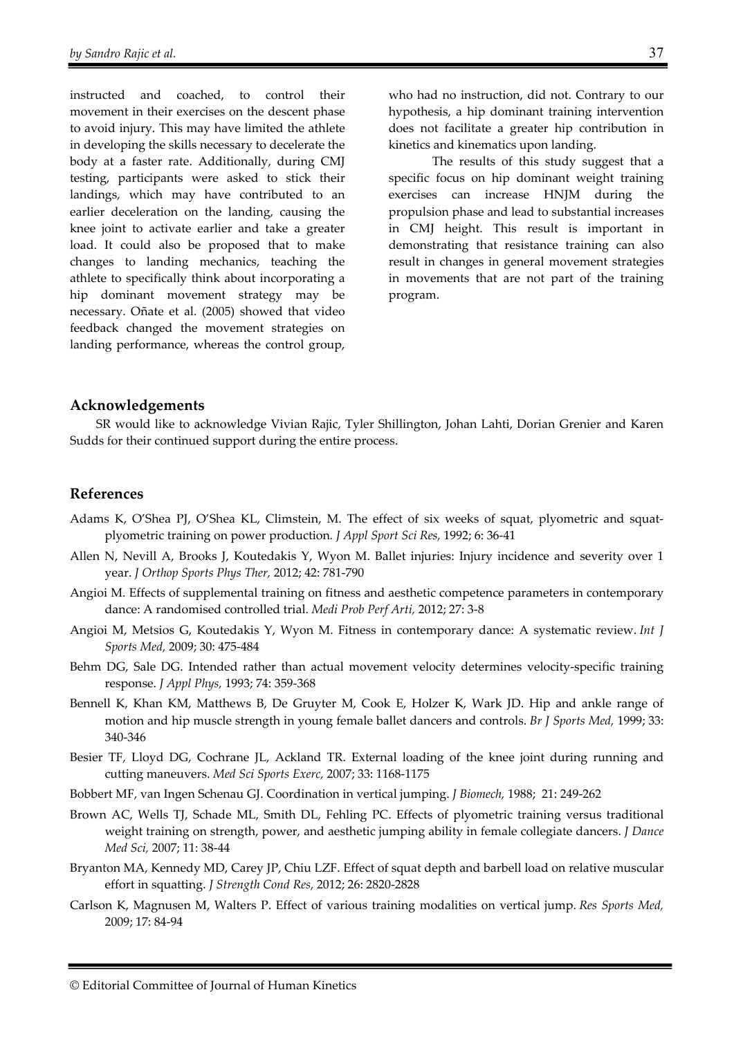instructed and coached, to control their movement in their exercises on the descent phase to avoid injury. This may have limited the athlete in developing the skills necessary to decelerate the body at a faster rate. Additionally, during CMJ testing, participants were asked to stick their landings, which may have contributed to an earlier deceleration on the landing, causing the knee joint to activate earlier and take a greater load. It could also be proposed that to make changes to landing mechanics, teaching the athlete to specifically think about incorporating a hip dominant movement strategy may be necessary. Oñate et al. (2005) showed that video feedback changed the movement strategies on landing performance, whereas the control group, who had no instruction, did not. Contrary to our hypothesis, a hip dominant training intervention does not facilitate a greater hip contribution in kinetics and kinematics upon landing.

The results of this study suggest that a specific focus on hip dominant weight training exercises can increase HNJM during the propulsion phase and lead to substantial increases in CMJ height. This result is important in demonstrating that resistance training can also result in changes in general movement strategies in movements that are not part of the training program.

## Acknowledgements

SR would like to acknowledge Vivian Rajic, Tyler Shillington, Johan Lahti, Dorian Grenier and Karen Sudds for their continued support during the entire process.

## References

Adams K, O'Shea PJ, O'Shea KL, Climstein, M. The effect of six weeks of squat, plyometric and squat-plyometric training on power production. *J Appl Sport Sci Res,* 1992; 6: 36-41

Allen N, Nevill A, Brooks J, Koutedakis Y, Wyon M. Ballet injuries: Injury incidence and severity over 1 year. *J Orthop Sports Phys Ther,* 2012; 42: 781-790

Angioi M. Effects of supplemental training on fitness and aesthetic competence parameters in contemporary dance: A randomised controlled trial. *Medi Prob Perf Arti,* 2012; 27: 3-8

Angioi M, Metsios G, Koutedakis Y, Wyon M. Fitness in contemporary dance: A systematic review. *Int J Sports Med,* 2009; 30: 475-484

Behm DG, Sale DG. Intended rather than actual movement velocity determines velocity-specific training response. *J Appl Phys,* 1993; 74: 359-368

Bennell K, Khan KM, Matthews B, De Gruyter M, Cook E, Holzer K, Wark JD. Hip and ankle range of motion and hip muscle strength in young female ballet dancers and controls. *Br J Sports Med,* 1999; 33: 340-346

Besier TF, Lloyd DG, Cochrane JL, Ackland TR. External loading of the knee joint during running and cutting maneuvers. *Med Sci Sports Exerc,* 2007; 33: 1168-1175

Bobbert MF, van Ingen Schenau GJ. Coordination in vertical jumping. *J Biomech,* 1988; 21: 249-262

Brown AC, Wells TJ, Schade ML, Smith DL, Fehling PC. Effects of plyometric training versus traditional weight training on strength, power, and aesthetic jumping ability in female collegiate dancers. *J Dance Med Sci,* 2007; 11: 38-44

Bryanton MA, Kennedy MD, Carey JP, Chiu LZF. Effect of squat depth and barbell load on relative muscular effort in squatting. *J Strength Cond Res,* 2012; 26: 2820-2828

Carlson K, Magnusen M, Walters P. Effect of various training modalities on vertical jump. *Res Sports Med,* 2009; 17: 84-94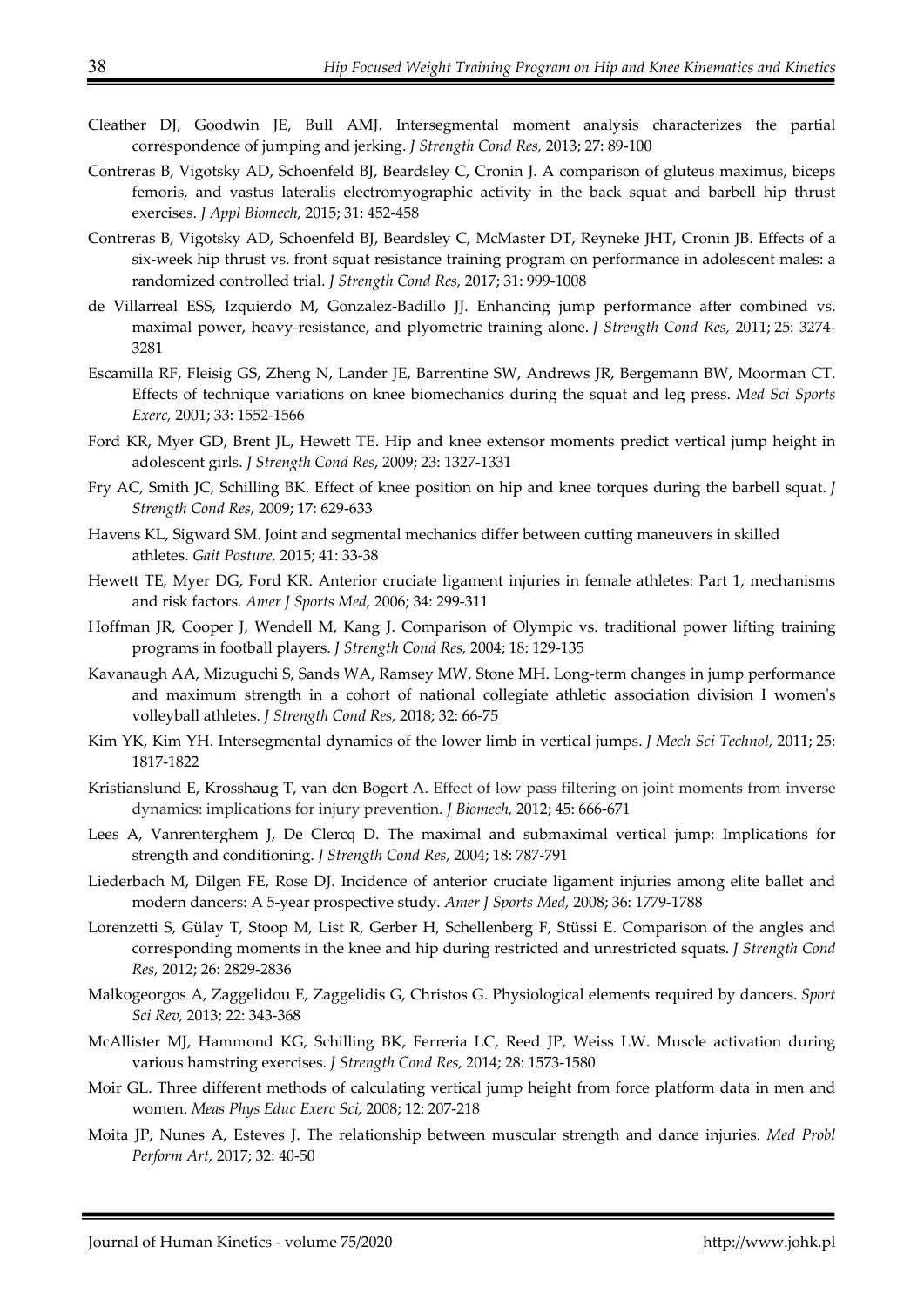Cleather DJ, Goodwin JE, Bull AMJ. Intersegmental moment analysis characterizes the partial correspondence of jumping and jerking. *J Strength Cond Res,* 2013; 27: 89-100

Contreras B, Vigotsky AD, Schoenfeld BJ, Beardsley C, Cronin J. A comparison of gluteus maximus, biceps femoris, and vastus lateralis electromyographic activity in the back squat and barbell hip thrust exercises. *J Appl Biomech,* 2015; 31: 452-458

Contreras B, Vigotsky AD, Schoenfeld BJ, Beardsley C, McMaster DT, Reyneke JHT, Cronin JB. Effects of a six-week hip thrust vs. front squat resistance training program on performance in adolescent males: a randomized controlled trial. *J Strength Cond Res,* 2017; 31: 999-1008

de Villarreal ESS, Izquierdo M, Gonzalez-Badillo JJ. Enhancing jump performance after combined vs. maximal power, heavy-resistance, and plyometric training alone. *J Strength Cond Res,* 2011; 25: 3274-3281

Escamilla RF, Fleisig GS, Zheng N, Lander JE, Barrentine SW, Andrews JR, Bergemann BW, Moorman CT. Effects of technique variations on knee biomechanics during the squat and leg press. *Med Sci Sports Exerc,* 2001; 33: 1552-1566

Ford KR, Myer GD, Brent JL, Hewett TE. Hip and knee extensor moments predict vertical jump height in adolescent girls. *J Strength Cond Res*, 2009; 23: 1327-1331

Fry AC, Smith JC, Schilling BK. Effect of knee position on hip and knee torques during the barbell squat. *J Strength Cond Res,* 2009; 17: 629-633

Havens KL, Sigward SM. Joint and segmental mechanics differ between cutting maneuvers in skilled athletes. *Gait Posture,* 2015; 41: 33-38

Hewett TE, Myer DG, Ford KR. Anterior cruciate ligament injuries in female athletes: Part 1, mechanisms and risk factors. *Amer J Sports Med,* 2006; 34: 299-311

Hoffman JR, Cooper J, Wendell M, Kang J. Comparison of Olympic vs. traditional power lifting training programs in football players. *J Strength Cond Res,* 2004; 18: 129-135

Kavanaugh AA, Mizuguchi S, Sands WA, Ramsey MW, Stone MH. Long-term changes in jump performance and maximum strength in a cohort of national collegiate athletic association division I women's volleyball athletes. *J Strength Cond Res,* 2018; 32: 66-75

Kim YK, Kim YH. Intersegmental dynamics of the lower limb in vertical jumps. *J Mech Sci Technol,* 2011; 25: 1817-1822

Kristianslund E, Krosshaug T, van den Bogert A. Effect of low pass filtering on joint moments from inverse dynamics: implications for injury prevention. *J Biomech,* 2012; 45: 666-671

Lees A, Vanrenterghem J, De Clercq D. The maximal and submaximal vertical jump: Implications for strength and conditioning. *J Strength Cond Res,* 2004; 18: 787-791

Liederbach M, Dilgen FE, Rose DJ. Incidence of anterior cruciate ligament injuries among elite ballet and modern dancers: A 5-year prospective study. *Amer J Sports Med,* 2008; 36: 1779-1788

Lorenzetti S, Gülay T, Stoop M, List R, Gerber H, Schellenberg F, Stüssi E. Comparison of the angles and corresponding moments in the knee and hip during restricted and unrestricted squats. *J Strength Cond Res,* 2012; 26: 2829-2836

Malkogeorgos A, Zaggelidou E, Zaggelidis G, Christos G. Physiological elements required by dancers. *Sport Sci Rev,* 2013; 22: 343-368

McAllister MJ, Hammond KG, Schilling BK, Ferreria LC, Reed JP, Weiss LW. Muscle activation during various hamstring exercises. *J Strength Cond Res,* 2014; 28: 1573-1580

Moir GL. Three different methods of calculating vertical jump height from force platform data in men and women. *Meas Phys Educ Exerc Sci,* 2008; 12: 207-218

Moita JP, Nunes A, Esteves J. The relationship between muscular strength and dance injuries. *Med Probl Perform Art,* 2017; 32: 40-50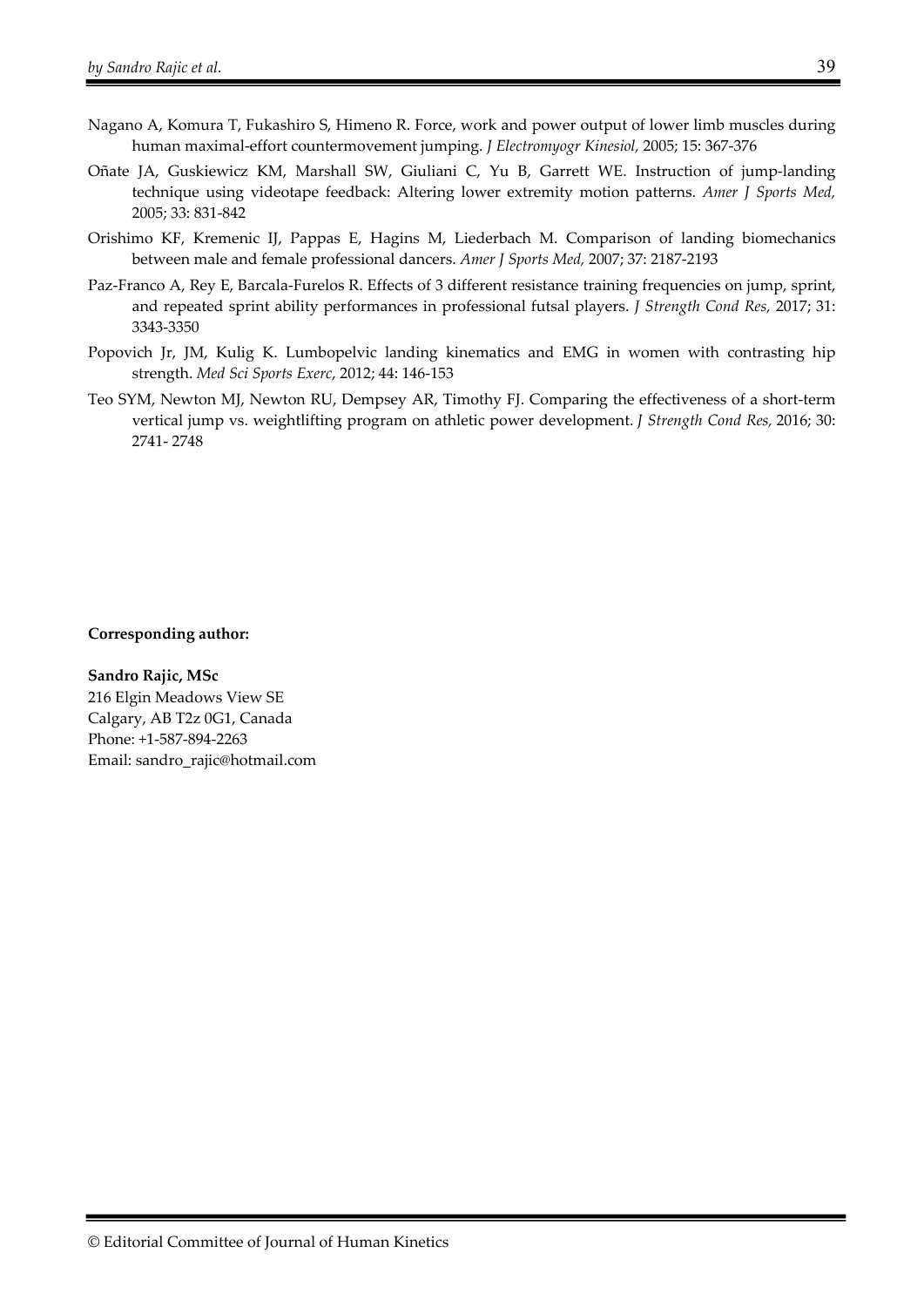Nagano A, Komura T, Fukashiro S, Himeno R. Force, work and power output of lower limb muscles during human maximal-effort countermovement jumping. *J Electromyogr Kinesiol*, 2005; 15: 367-376

Oñate JA, Guskiewicz KM, Marshall SW, Giuliani C, Yu B, Garrett WE. Instruction of jump-landing technique using videotape feedback: Altering lower extremity motion patterns. *Amer J Sports Med,* 2005; 33: 831-842

Orishimo KF, Kremenic IJ, Pappas E, Hagins M, Liederbach M. Comparison of landing biomechanics between male and female professional dancers. *Amer J Sports Med,* 2007; 37: 2187-2193

Paz-Franco A, Rey E, Barcala-Furelos R. Effects of 3 different resistance training frequencies on jump, sprint, and repeated sprint ability performances in professional futsal players. *J Strength Cond Res,* 2017; 31: 3343-3350

Popovich Jr, JM, Kulig K. Lumbopelvic landing kinematics and EMG in women with contrasting hip strength. *Med Sci Sports Exerc*, 2012; 44: 146-153

Teo SYM, Newton MJ, Newton RU, Dempsey AR, Timothy FJ. Comparing the effectiveness of a short-term vertical jump vs. weightlifting program on athletic power development. *J Strength Cond Res*, 2016; 30: 2741- 2748

**Corresponding author:**

**Sandro Rajic, MSc**
216 Elgin Meadows View SE
Calgary, AB T2z 0G1, Canada
Phone: +1-587-894-2263
Email: sandro_rajic@hotmail.com